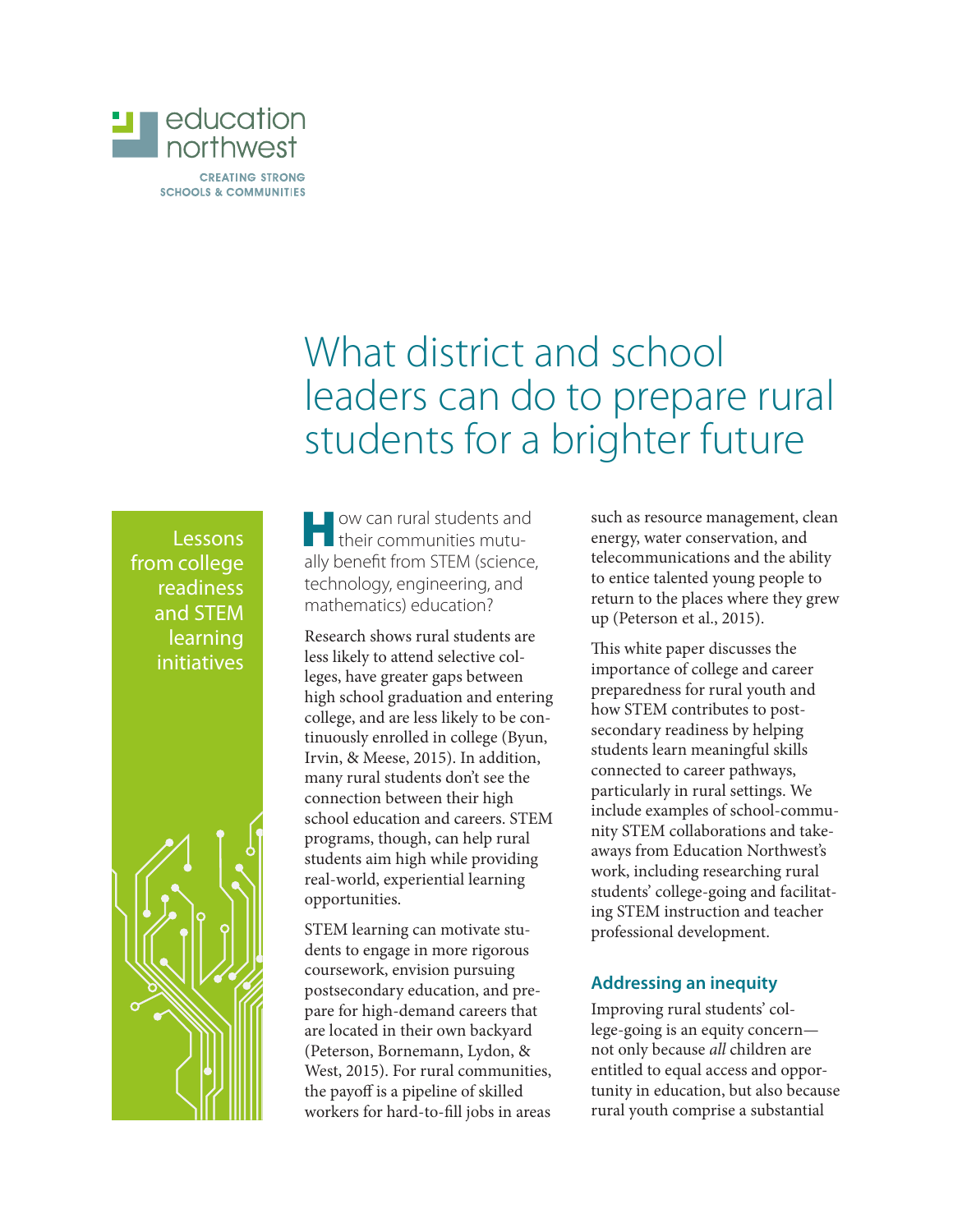education northwest

CREATING STRONG SCHOOLS & COMMUNITIES

# What district and school leaders can do to prepare rural students for a brighter future

Lessons from college readiness and STEM learning initiatives

How can rural students and their communities mutually benefit from STEM (science, technology, engineering, and mathematics) education?

Research shows rural students are less likely to attend selective colleges, have greater gaps between high school graduation and entering college, and are less likely to be continuously enrolled in college (Byun, Irvin, & Meese, 2015). In addition, many rural students don't see the connection between their high school education and careers. STEM programs, though, can help rural students aim high while providing real-world, experiential learning opportunities.

STEM learning can motivate students to engage in more rigorous coursework, envision pursuing postsecondary education, and prepare for high-demand careers that are located in their own backyard (Peterson, Bornemann, Lydon, & West, 2015). For rural communities, the payoff is a pipeline of skilled workers for hard-to-fill jobs in areas such as resource management, clean energy, water conservation, and telecommunications and the ability to entice talented young people to return to the places where they grew up (Peterson et al., 2015).

This white paper discusses the importance of college and career preparedness for rural youth and how STEM contributes to postsecondary readiness by helping students learn meaningful skills connected to career pathways, particularly in rural settings. We include examples of school-community STEM collaborations and takeaways from Education Northwest's work, including researching rural students' college-going and facilitating STEM instruction and teacher professional development.

## Addressing an inequity

Improving rural students' college-going is an equity concern—not only because *all* children are entitled to equal access and opportunity in education, but also because rural youth comprise a substantial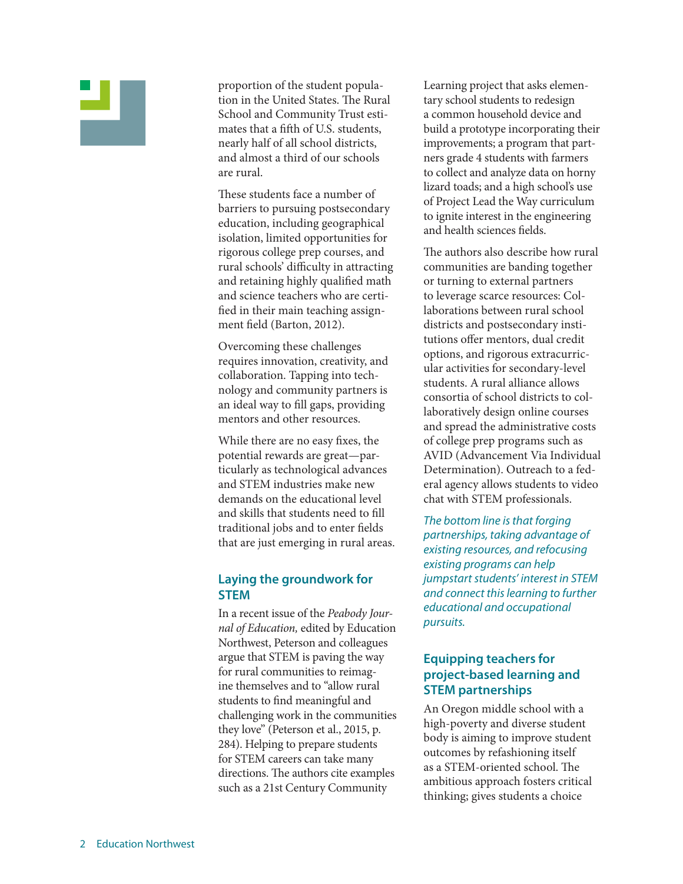proportion of the student population in the United States. The Rural School and Community Trust estimates that a fifth of U.S. students, nearly half of all school districts, and almost a third of our schools are rural.

These students face a number of barriers to pursuing postsecondary education, including geographical isolation, limited opportunities for rigorous college prep courses, and rural schools' difficulty in attracting and retaining highly qualified math and science teachers who are certified in their main teaching assignment field (Barton, 2012).

Overcoming these challenges requires innovation, creativity, and collaboration. Tapping into technology and community partners is an ideal way to fill gaps, providing mentors and other resources.

While there are no easy fixes, the potential rewards are great—particularly as technological advances and STEM industries make new demands on the educational level and skills that students need to fill traditional jobs and to enter fields that are just emerging in rural areas.

## Laying the groundwork for STEM

In a recent issue of the *Peabody Journal of Education,* edited by Education Northwest, Peterson and colleagues argue that STEM is paving the way for rural communities to reimagine themselves and to "allow rural students to find meaningful and challenging work in the communities they love" (Peterson et al., 2015, p. 284). Helping to prepare students for STEM careers can take many directions. The authors cite examples such as a 21st Century Community Learning project that asks elementary school students to redesign a common household device and build a prototype incorporating their improvements; a program that partners grade 4 students with farmers to collect and analyze data on horny lizard toads; and a high school's use of Project Lead the Way curriculum to ignite interest in the engineering and health sciences fields.

The authors also describe how rural communities are banding together or turning to external partners to leverage scarce resources: Collaborations between rural school districts and postsecondary institutions offer mentors, dual credit options, and rigorous extracurricular activities for secondary-level students. A rural alliance allows consortia of school districts to collaboratively design online courses and spread the administrative costs of college prep programs such as AVID (Advancement Via Individual Determination). Outreach to a federal agency allows students to video chat with STEM professionals.

*The bottom line is that forging partnerships, taking advantage of existing resources, and refocusing existing programs can help jumpstart students' interest in STEM and connect this learning to further educational and occupational pursuits.*

## Equipping teachers for project-based learning and STEM partnerships

An Oregon middle school with a high-poverty and diverse student body is aiming to improve student outcomes by refashioning itself as a STEM-oriented school. The ambitious approach fosters critical thinking; gives students a choice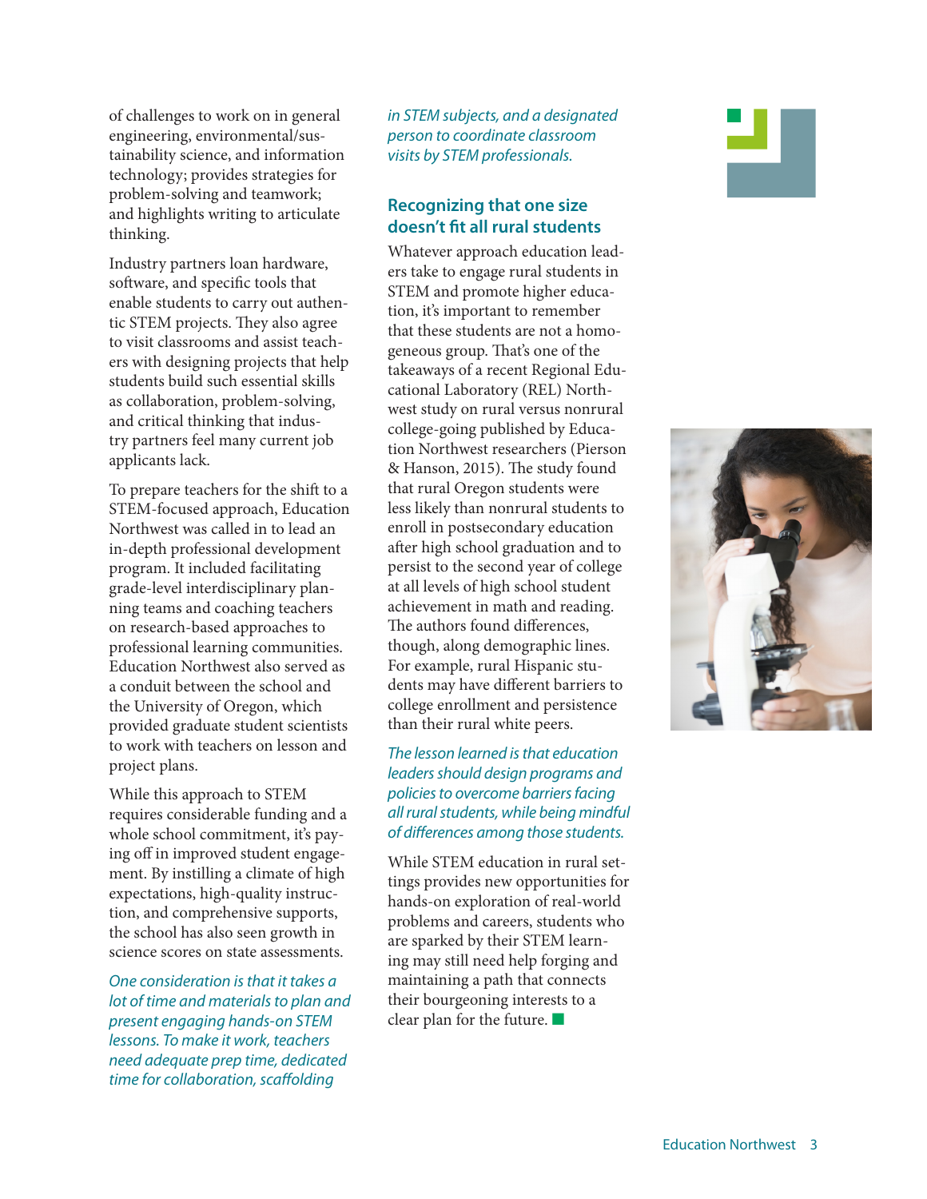of challenges to work on in general engineering, environmental/sustainability science, and information technology; provides strategies for problem-solving and teamwork; and highlights writing to articulate thinking.

Industry partners loan hardware, software, and specific tools that enable students to carry out authentic STEM projects. They also agree to visit classrooms and assist teachers with designing projects that help students build such essential skills as collaboration, problem-solving, and critical thinking that industry partners feel many current job applicants lack.

To prepare teachers for the shift to a STEM-focused approach, Education Northwest was called in to lead an in-depth professional development program. It included facilitating grade-level interdisciplinary planning teams and coaching teachers on research-based approaches to professional learning communities. Education Northwest also served as a conduit between the school and the University of Oregon, which provided graduate student scientists to work with teachers on lesson and project plans.

While this approach to STEM requires considerable funding and a whole school commitment, it's paying off in improved student engagement. By instilling a climate of high expectations, high-quality instruction, and comprehensive supports, the school has also seen growth in science scores on state assessments.

*One consideration is that it takes a lot of time and materials to plan and present engaging hands-on STEM lessons. To make it work, teachers need adequate prep time, dedicated time for collaboration, scaffolding in STEM subjects, and a designated person to coordinate classroom visits by STEM professionals.*

## Recognizing that one size doesn't fit all rural students

Whatever approach education leaders take to engage rural students in STEM and promote higher education, it's important to remember that these students are not a homogeneous group. That's one of the takeaways of a recent Regional Educational Laboratory (REL) Northwest study on rural versus nonrural college-going published by Education Northwest researchers (Pierson & Hanson, 2015). The study found that rural Oregon students were less likely than nonrural students to enroll in postsecondary education after high school graduation and to persist to the second year of college at all levels of high school student achievement in math and reading. The authors found differences, though, along demographic lines. For example, rural Hispanic students may have different barriers to college enrollment and persistence than their rural white peers.

*The lesson learned is that education leaders should design programs and policies to overcome barriers facing all rural students, while being mindful of differences among those students.*

While STEM education in rural settings provides new opportunities for hands-on exploration of real-world problems and careers, students who are sparked by their STEM learning may still need help forging and maintaining a path that connects their bourgeoning interests to a clear plan for the future.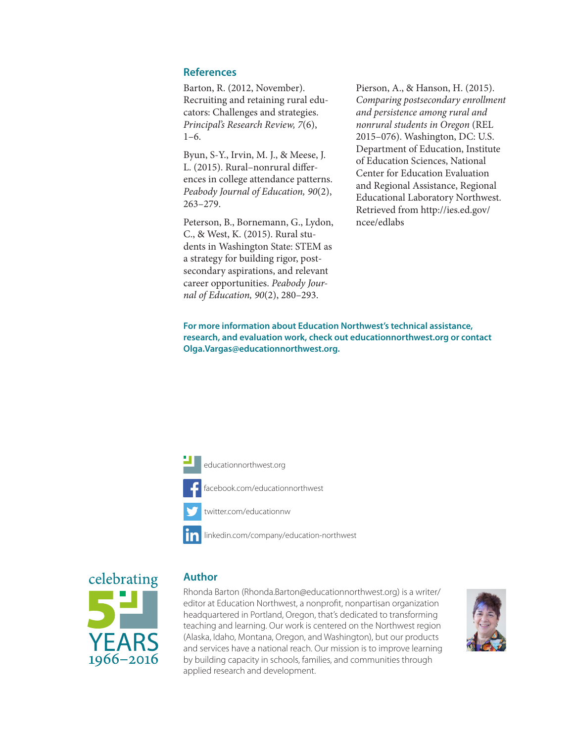## References

Barton, R. (2012, November). Recruiting and retaining rural educators: Challenges and strategies. *Principal's Research Review, 7*(6), 1–6.

Byun, S-Y., Irvin, M. J., & Meese, J. L. (2015). Rural–nonrural differences in college attendance patterns. *Peabody Journal of Education, 90*(2), 263–279.

Peterson, B., Bornemann, G., Lydon, C., & West, K. (2015). Rural students in Washington State: STEM as a strategy for building rigor, postsecondary aspirations, and relevant career opportunities. *Peabody Journal of Education, 90*(2), 280–293.

Pierson, A., & Hanson, H. (2015). *Comparing postsecondary enrollment and persistence among rural and nonrural students in Oregon* (REL 2015–076). Washington, DC: U.S. Department of Education, Institute of Education Sciences, National Center for Education Evaluation and Regional Assistance, Regional Educational Laboratory Northwest. Retrieved from http://ies.ed.gov/ncee/edlabs

**For more information about Education Northwest's technical assistance, research, and evaluation work, check out educationnorthwest.org or contact Olga.Vargas@educationnorthwest.org.**

educationnorthwest.org

facebook.com/educationnorthwest

twitter.com/educationnw

linkedin.com/company/education-northwest

celebrating 50 YEARS 1966–2016

## Author

Rhonda Barton (Rhonda.Barton@educationnorthwest.org) is a writer/editor at Education Northwest, a nonprofit, nonpartisan organization headquartered in Portland, Oregon, that's dedicated to transforming teaching and learning. Our work is centered on the Northwest region (Alaska, Idaho, Montana, Oregon, and Washington), but our products and services have a national reach. Our mission is to improve learning by building capacity in schools, families, and communities through applied research and development.